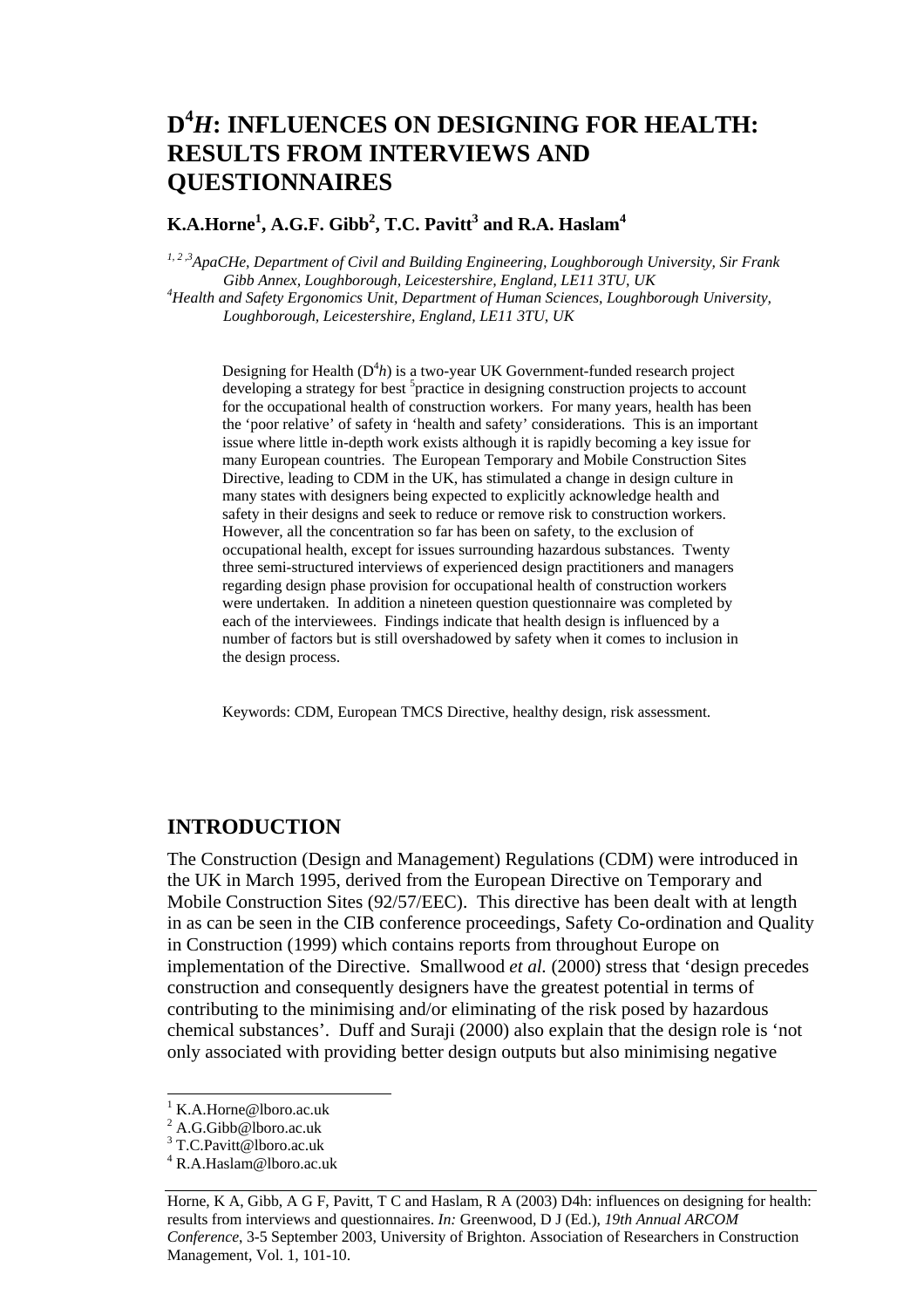# D$^4$*H*: INFLUENCES ON DESIGNING FOR HEALTH: RESULTS FROM INTERVIEWS AND QUESTIONNAIRES

**K.A.Horne[1], A.G.F. Gibb[2], T.C. Pavitt[3] and R.A. Haslam[4]**

[1, 2 ,3] *ApaCHe, Department of Civil and Building Engineering, Loughborough University, Sir Frank Gibb Annex, Loughborough, Leicestershire, England, LE11 3TU, UK*

[4] *Health and Safety Ergonomics Unit, Department of Human Sciences, Loughborough University, Loughborough, Leicestershire, England, LE11 3TU, UK*

Designing for Health (D$^4$*h*) is a two-year UK Government-funded research project developing a strategy for best [5]practice in designing construction projects to account for the occupational health of construction workers. For many years, health has been the 'poor relative' of safety in 'health and safety' considerations. This is an important issue where little in-depth work exists although it is rapidly becoming a key issue for many European countries. The European Temporary and Mobile Construction Sites Directive, leading to CDM in the UK, has stimulated a change in design culture in many states with designers being expected to explicitly acknowledge health and safety in their designs and seek to reduce or remove risk to construction workers. However, all the concentration so far has been on safety, to the exclusion of occupational health, except for issues surrounding hazardous substances. Twenty three semi-structured interviews of experienced design practitioners and managers regarding design phase provision for occupational health of construction workers were undertaken. In addition a nineteen question questionnaire was completed by each of the interviewees. Findings indicate that health design is influenced by a number of factors but is still overshadowed by safety when it comes to inclusion in the design process.

Keywords: CDM, European TMCS Directive, healthy design, risk assessment.

## INTRODUCTION

The Construction (Design and Management) Regulations (CDM) were introduced in the UK in March 1995, derived from the European Directive on Temporary and Mobile Construction Sites (92/57/EEC). This directive has been dealt with at length in as can be seen in the CIB conference proceedings, Safety Co-ordination and Quality in Construction (1999) which contains reports from throughout Europe on implementation of the Directive. Smallwood *et al.* (2000) stress that 'design precedes construction and consequently designers have the greatest potential in terms of contributing to the minimising and/or eliminating of the risk posed by hazardous chemical substances'. Duff and Suraji (2000) also explain that the design role is 'not only associated with providing better design outputs but also minimising negative

---

[1] K.A.Horne@lboro.ac.uk

[2] A.G.Gibb@lboro.ac.uk

[3] T.C.Pavitt@lboro.ac.uk

[4] R.A.Haslam@lboro.ac.uk

Horne, K A, Gibb, A G F, Pavitt, T C and Haslam, R A (2003) D4h: influences on designing for health: results from interviews and questionnaires. *In:* Greenwood, D J (Ed.), *19th Annual ARCOM Conference*, 3-5 September 2003, University of Brighton. Association of Researchers in Construction Management, Vol. 1, 101-10.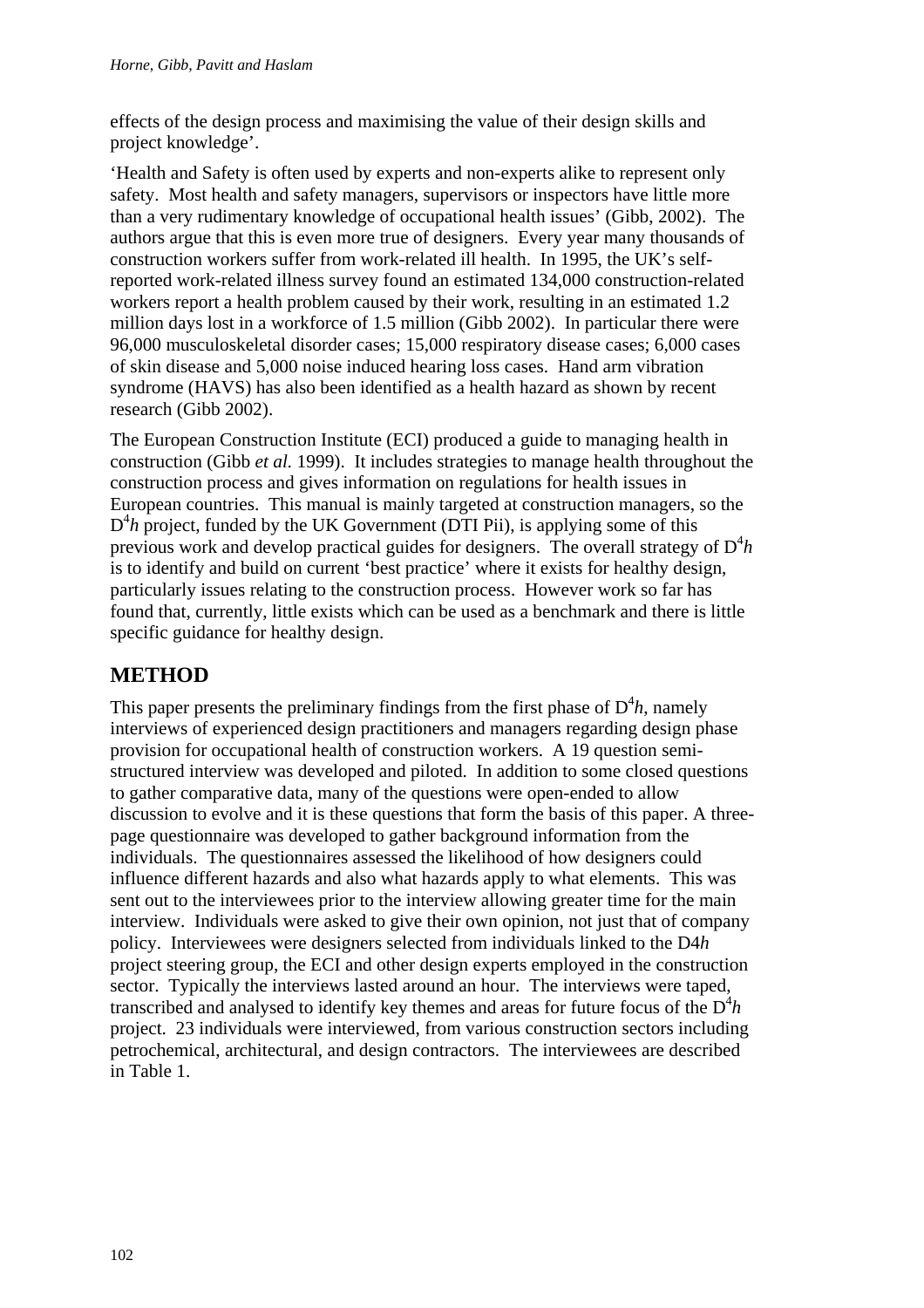effects of the design process and maximising the value of their design skills and project knowledge'.

'Health and Safety is often used by experts and non-experts alike to represent only safety. Most health and safety managers, supervisors or inspectors have little more than a very rudimentary knowledge of occupational health issues' (Gibb, 2002). The authors argue that this is even more true of designers. Every year many thousands of construction workers suffer from work-related ill health. In 1995, the UK's self-reported work-related illness survey found an estimated 134,000 construction-related workers report a health problem caused by their work, resulting in an estimated 1.2 million days lost in a workforce of 1.5 million (Gibb 2002). In particular there were 96,000 musculoskeletal disorder cases; 15,000 respiratory disease cases; 6,000 cases of skin disease and 5,000 noise induced hearing loss cases. Hand arm vibration syndrome (HAVS) has also been identified as a health hazard as shown by recent research (Gibb 2002).

The European Construction Institute (ECI) produced a guide to managing health in construction (Gibb *et al.* 1999). It includes strategies to manage health throughout the construction process and gives information on regulations for health issues in European countries. This manual is mainly targeted at construction managers, so the $D^4h$ project, funded by the UK Government (DTI Pii), is applying some of this previous work and develop practical guides for designers. The overall strategy of $D^4h$ is to identify and build on current 'best practice' where it exists for healthy design, particularly issues relating to the construction process. However work so far has found that, currently, little exists which can be used as a benchmark and there is little specific guidance for healthy design.

## METHOD

This paper presents the preliminary findings from the first phase of $D^4h$, namely interviews of experienced design practitioners and managers regarding design phase provision for occupational health of construction workers. A 19 question semi-structured interview was developed and piloted. In addition to some closed questions to gather comparative data, many of the questions were open-ended to allow discussion to evolve and it is these questions that form the basis of this paper. A three-page questionnaire was developed to gather background information from the individuals. The questionnaires assessed the likelihood of how designers could influence different hazards and also what hazards apply to what elements. This was sent out to the interviewees prior to the interview allowing greater time for the main interview. Individuals were asked to give their own opinion, not just that of company policy. Interviewees were designers selected from individuals linked to the D4*h* project steering group, the ECI and other design experts employed in the construction sector. Typically the interviews lasted around an hour. The interviews were taped, transcribed and analysed to identify key themes and areas for future focus of the $D^4h$ project. 23 individuals were interviewed, from various construction sectors including petrochemical, architectural, and design contractors. The interviewees are described in Table 1.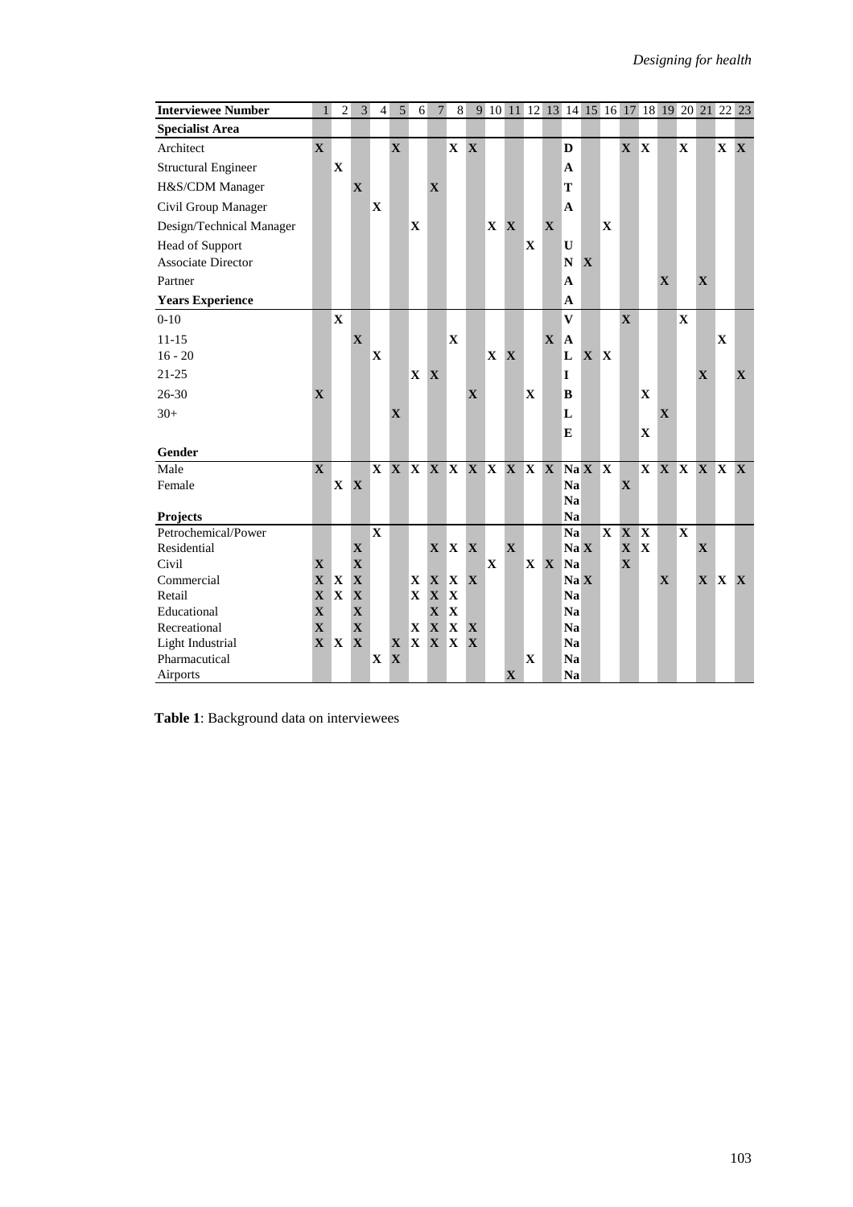| Interviewee Number | 1 | 2 | 3 | 4 | 5 | 6 | 7 | 8 | 9 | 10 | 11 | 12 | 13 | 14 | 15 | 16 | 17 | 18 | 19 | 20 | 21 | 22 | 23 |
|---|---|---|---|---|---|---|---|---|---|---|---|---|---|---|---|---|---|---|---|---|---|---|---|
| **Specialist Area** | | | | | | | | | | | | | | | | | | | | | | | |
| Architect | **X** | | | | **X** | | | **X** | **X** | | | | | **D** | | | **X** | **X** | | **X** | | **X** | **X** |
| Structural Engineer | | **X** | | | | | | | | | | | | **A** | | | | | | | | | |
| H&S/CDM Manager | | | **X** | | | | **X** | | | | | | | **T** | | | | | | | | | |
| Civil Group Manager | | | | **X** | | | | | | | | | | **A** | | | | | | | | | |
| Design/Technical Manager | | | | | | **X** | | | | **X** | **X** | | **X** | | | **X** | | | | | | | |
| Head of Support | | | | | | | | | | | | **X** | | **U** | | | | | | | | | |
| Associate Director | | | | | | | | | | | | | | **N** | **X** | | | | | | | | |
| Partner | | | | | | | | | | | | | | **A** | | | | | **X** | | **X** | | |
| **Years Experience** | | | | | | | | | | | | | | **A** | | | | | | | | | |
| 0-10 | | **X** | | | | | | | | | | | | **V** | | | **X** | | | **X** | | | |
| 11-15 | | | **X** | | | | | **X** | | | | | **X** | **A** | | | | | | | | **X** | |
| 16 - 20 | | | | **X** | | | | | | **X** | **X** | | | **L** | **X** | **X** | | | | | | | |
| 21-25 | | | | | | **X** | **X** | | | | | | | **I** | | | | | | | **X** | | **X** |
| 26-30 | **X** | | | | | | | | **X** | | | **X** | | **B** | | | | **X** | | | | | |
| 30+ | | | | | **X** | | | | | | | | | **L** | | | | | **X** | | | | |
| | | | | | | | | | | | | | | **E** | | | | **X** | | | | | |
| **Gender** | | | | | | | | | | | | | | | | | | | | | | | |
| Male | **X** | | | **X** | **X** | **X** | **X** | **X** | **X** | **X** | **X** | **X** | **X** | **Na** | **X** | **X** | | **X** | **X** | **X** | **X** | **X** | **X** |
| Female | | **X** | **X** | | | | | | | | | | | **Na** | | | **X** | | | | | | |
| | | | | | | | | | | | | | | **Na** | | | | | | | | | |
| **Projects** | | | | | | | | | | | | | | **Na** | | | | | | | | | |
| Petrochemical/Power | | | | **X** | | | | | | | | | | **Na** | | **X** | **X** | **X** | | **X** | | | |
| Residential | | | **X** | | | | **X** | **X** | **X** | | **X** | | | **Na** | **X** | | **X** | **X** | | | **X** | | |
| Civil | **X** | | **X** | | | | | | | **X** | | **X** | **X** | **Na** | | | **X** | | | | | | |
| Commercial | **X** | **X** | **X** | | | **X** | **X** | **X** | **X** | | | | | **Na** | **X** | | | | **X** | | **X** | **X** | **X** |
| Retail | **X** | **X** | **X** | | | **X** | **X** | **X** | | | | | | **Na** | | | | | | | | | |
| Educational | **X** | | **X** | | | | **X** | **X** | | | | | | **Na** | | | | | | | | | |
| Recreational | **X** | | **X** | | | **X** | **X** | **X** | **X** | | | | | **Na** | | | | | | | | | |
| Light Industrial | **X** | **X** | **X** | | **X** | **X** | **X** | **X** | **X** | | | | | **Na** | | | | | | | | | |
| Pharmaceutical | | | | **X** | **X** | | | | | | | **X** | | **Na** | | | | | | | | | |
| Airports | | | | | | | | | | | **X** | | | **Na** | | | | | | | | | |

**Table 1**: Background data on interviewees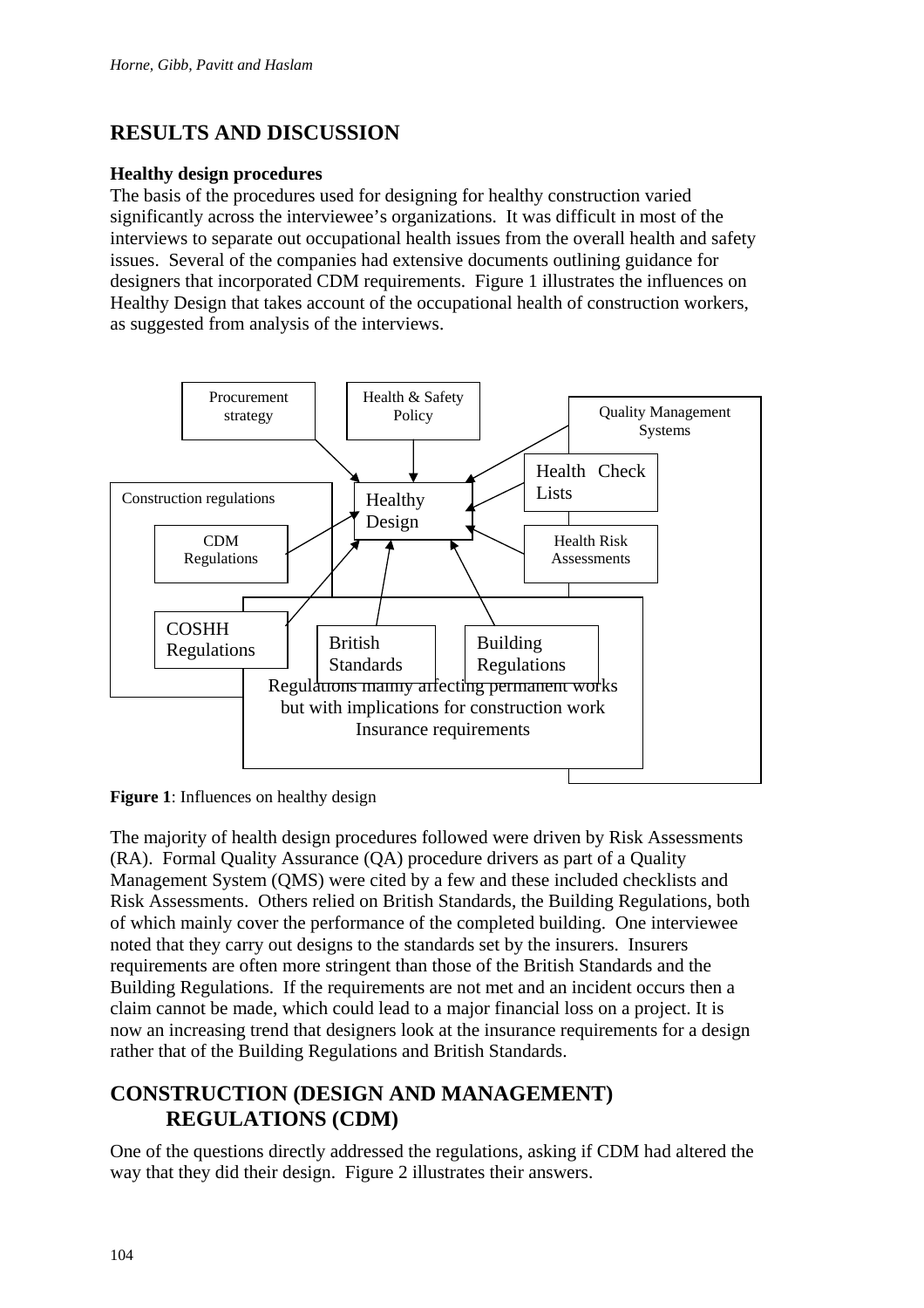## RESULTS AND DISCUSSION

### Healthy design procedures

The basis of the procedures used for designing for healthy construction varied significantly across the interviewee's organizations. It was difficult in most of the interviews to separate out occupational health issues from the overall health and safety issues. Several of the companies had extensive documents outlining guidance for designers that incorporated CDM requirements. Figure 1 illustrates the influences on Healthy Design that takes account of the occupational health of construction workers, as suggested from analysis of the interviews.

Procurement strategy

Health & Safety Policy

Quality Management Systems

Health Check Lists

Health Risk Assessments

Healthy Design

Construction regulations

CDM Regulations

COSHH Regulations

British Standards

Building Regulations

Regulations mainly affecting permanent works but with implications for construction work

Insurance requirements

**Figure 1**: Influences on healthy design

The majority of health design procedures followed were driven by Risk Assessments (RA). Formal Quality Assurance (QA) procedure drivers as part of a Quality Management System (QMS) were cited by a few and these included checklists and Risk Assessments. Others relied on British Standards, the Building Regulations, both of which mainly cover the performance of the completed building. One interviewee noted that they carry out designs to the standards set by the insurers. Insurers requirements are often more stringent than those of the British Standards and the Building Regulations. If the requirements are not met and an incident occurs then a claim cannot be made, which could lead to a major financial loss on a project. It is now an increasing trend that designers look at the insurance requirements for a design rather that of the Building Regulations and British Standards.

## CONSTRUCTION (DESIGN AND MANAGEMENT) REGULATIONS (CDM)

One of the questions directly addressed the regulations, asking if CDM had altered the way that they did their design. Figure 2 illustrates their answers.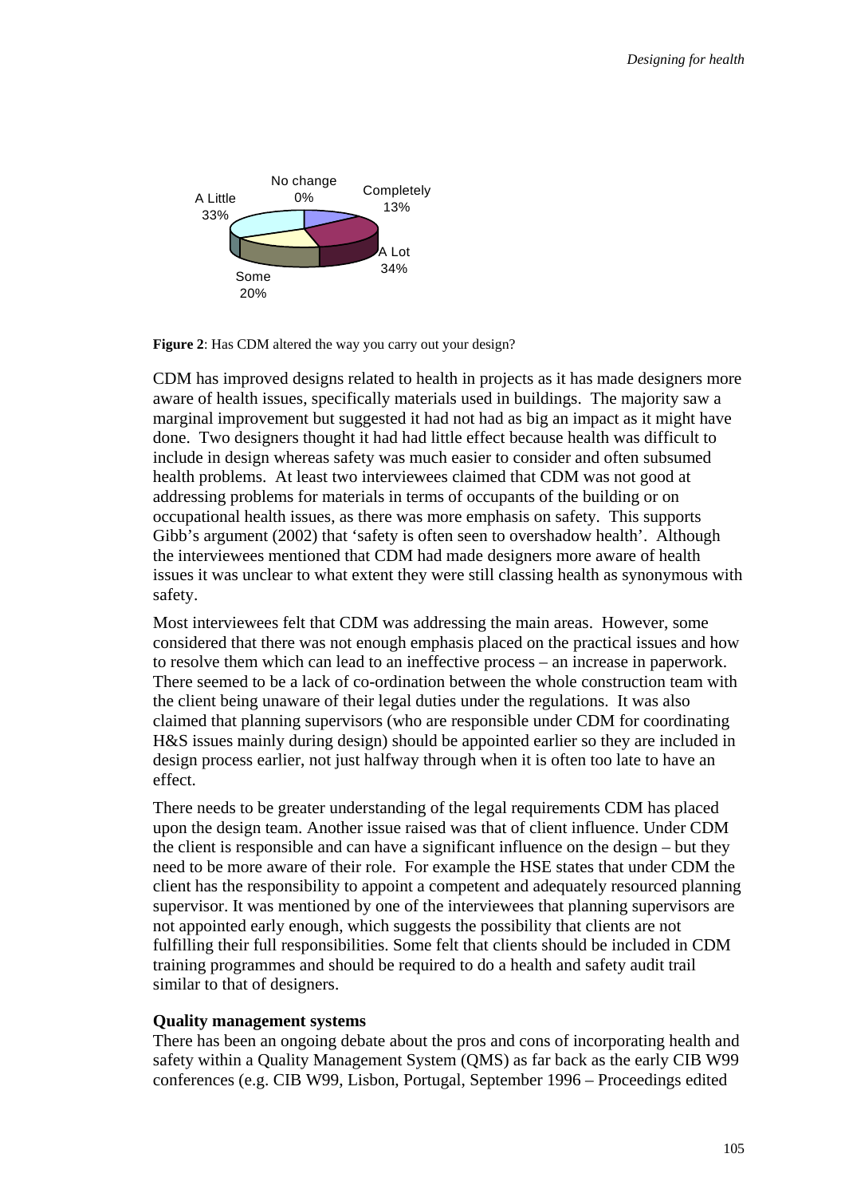No change
0%

A Little
33%

Completely
13%

A Lot
34%

Some
20%

**Figure 2**: Has CDM altered the way you carry out your design?

CDM has improved designs related to health in projects as it has made designers more aware of health issues, specifically materials used in buildings. The majority saw a marginal improvement but suggested it had not had as big an impact as it might have done. Two designers thought it had had little effect because health was difficult to include in design whereas safety was much easier to consider and often subsumed health problems. At least two interviewees claimed that CDM was not good at addressing problems for materials in terms of occupants of the building or on occupational health issues, as there was more emphasis on safety. This supports Gibb's argument (2002) that 'safety is often seen to overshadow health'. Although the interviewees mentioned that CDM had made designers more aware of health issues it was unclear to what extent they were still classing health as synonymous with safety.

Most interviewees felt that CDM was addressing the main areas. However, some considered that there was not enough emphasis placed on the practical issues and how to resolve them which can lead to an ineffective process – an increase in paperwork. There seemed to be a lack of co-ordination between the whole construction team with the client being unaware of their legal duties under the regulations. It was also claimed that planning supervisors (who are responsible under CDM for coordinating H&S issues mainly during design) should be appointed earlier so they are included in design process earlier, not just halfway through when it is often too late to have an effect.

There needs to be greater understanding of the legal requirements CDM has placed upon the design team. Another issue raised was that of client influence. Under CDM the client is responsible and can have a significant influence on the design – but they need to be more aware of their role. For example the HSE states that under CDM the client has the responsibility to appoint a competent and adequately resourced planning supervisor. It was mentioned by one of the interviewees that planning supervisors are not appointed early enough, which suggests the possibility that clients are not fulfilling their full responsibilities. Some felt that clients should be included in CDM training programmes and should be required to do a health and safety audit trail similar to that of designers.

**Quality management systems**

There has been an ongoing debate about the pros and cons of incorporating health and safety within a Quality Management System (QMS) as far back as the early CIB W99 conferences (e.g. CIB W99, Lisbon, Portugal, September 1996 – Proceedings edited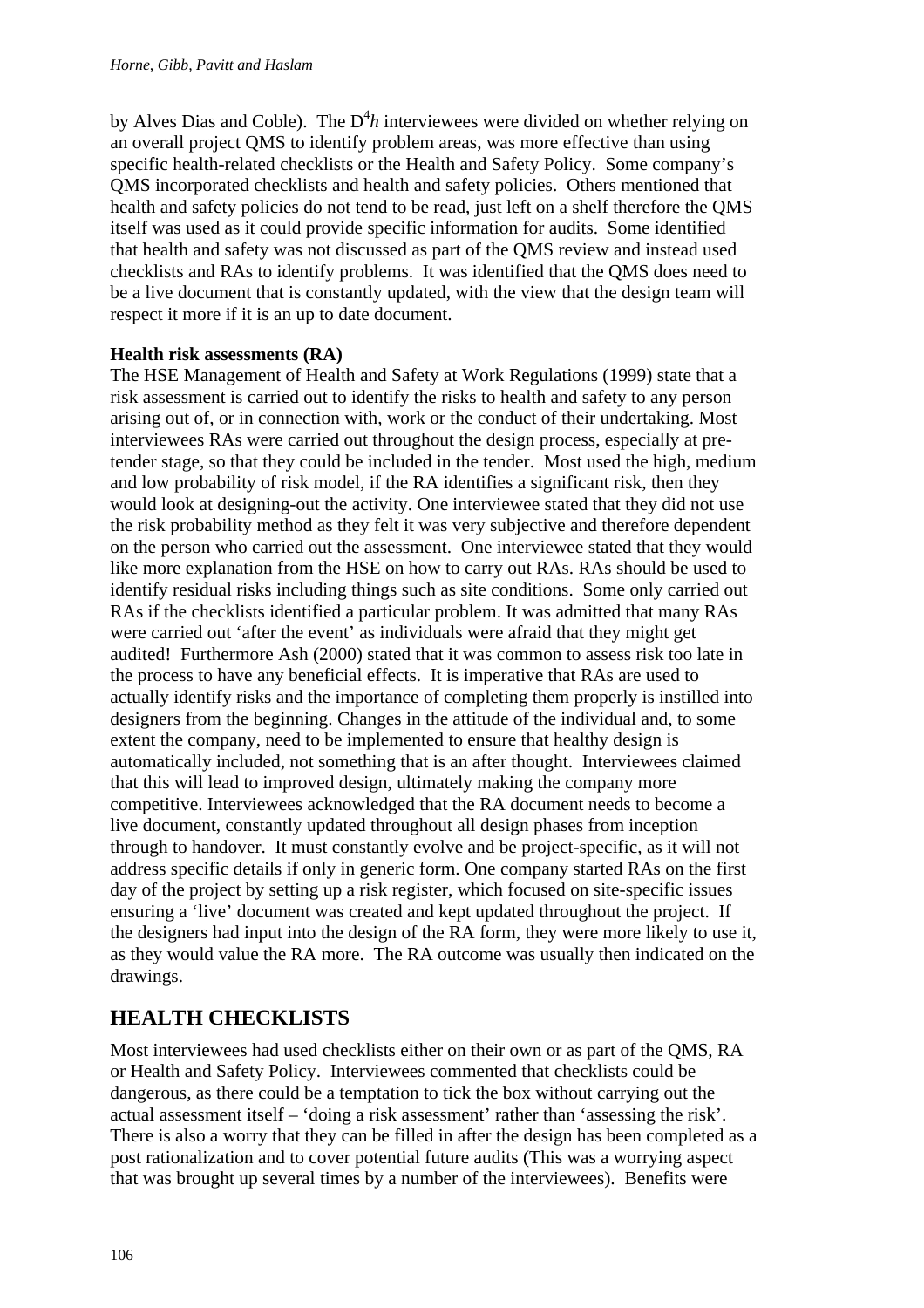by Alves Dias and Coble). The $D^4h$ interviewees were divided on whether relying on an overall project QMS to identify problem areas, was more effective than using specific health-related checklists or the Health and Safety Policy. Some company's QMS incorporated checklists and health and safety policies. Others mentioned that health and safety policies do not tend to be read, just left on a shelf therefore the QMS itself was used as it could provide specific information for audits. Some identified that health and safety was not discussed as part of the QMS review and instead used checklists and RAs to identify problems. It was identified that the QMS does need to be a live document that is constantly updated, with the view that the design team will respect it more if it is an up to date document.

**Health risk assessments (RA)**

The HSE Management of Health and Safety at Work Regulations (1999) state that a risk assessment is carried out to identify the risks to health and safety to any person arising out of, or in connection with, work or the conduct of their undertaking. Most interviewees RAs were carried out throughout the design process, especially at pre-tender stage, so that they could be included in the tender. Most used the high, medium and low probability of risk model, if the RA identifies a significant risk, then they would look at designing-out the activity. One interviewee stated that they did not use the risk probability method as they felt it was very subjective and therefore dependent on the person who carried out the assessment. One interviewee stated that they would like more explanation from the HSE on how to carry out RAs. RAs should be used to identify residual risks including things such as site conditions. Some only carried out RAs if the checklists identified a particular problem. It was admitted that many RAs were carried out 'after the event' as individuals were afraid that they might get audited! Furthermore Ash (2000) stated that it was common to assess risk too late in the process to have any beneficial effects. It is imperative that RAs are used to actually identify risks and the importance of completing them properly is instilled into designers from the beginning. Changes in the attitude of the individual and, to some extent the company, need to be implemented to ensure that healthy design is automatically included, not something that is an after thought. Interviewees claimed that this will lead to improved design, ultimately making the company more competitive. Interviewees acknowledged that the RA document needs to become a live document, constantly updated throughout all design phases from inception through to handover. It must constantly evolve and be project-specific, as it will not address specific details if only in generic form. One company started RAs on the first day of the project by setting up a risk register, which focused on site-specific issues ensuring a 'live' document was created and kept updated throughout the project. If the designers had input into the design of the RA form, they were more likely to use it, as they would value the RA more. The RA outcome was usually then indicated on the drawings.

## HEALTH CHECKLISTS

Most interviewees had used checklists either on their own or as part of the QMS, RA or Health and Safety Policy. Interviewees commented that checklists could be dangerous, as there could be a temptation to tick the box without carrying out the actual assessment itself – 'doing a risk assessment' rather than 'assessing the risk'. There is also a worry that they can be filled in after the design has been completed as a post rationalization and to cover potential future audits (This was a worrying aspect that was brought up several times by a number of the interviewees). Benefits were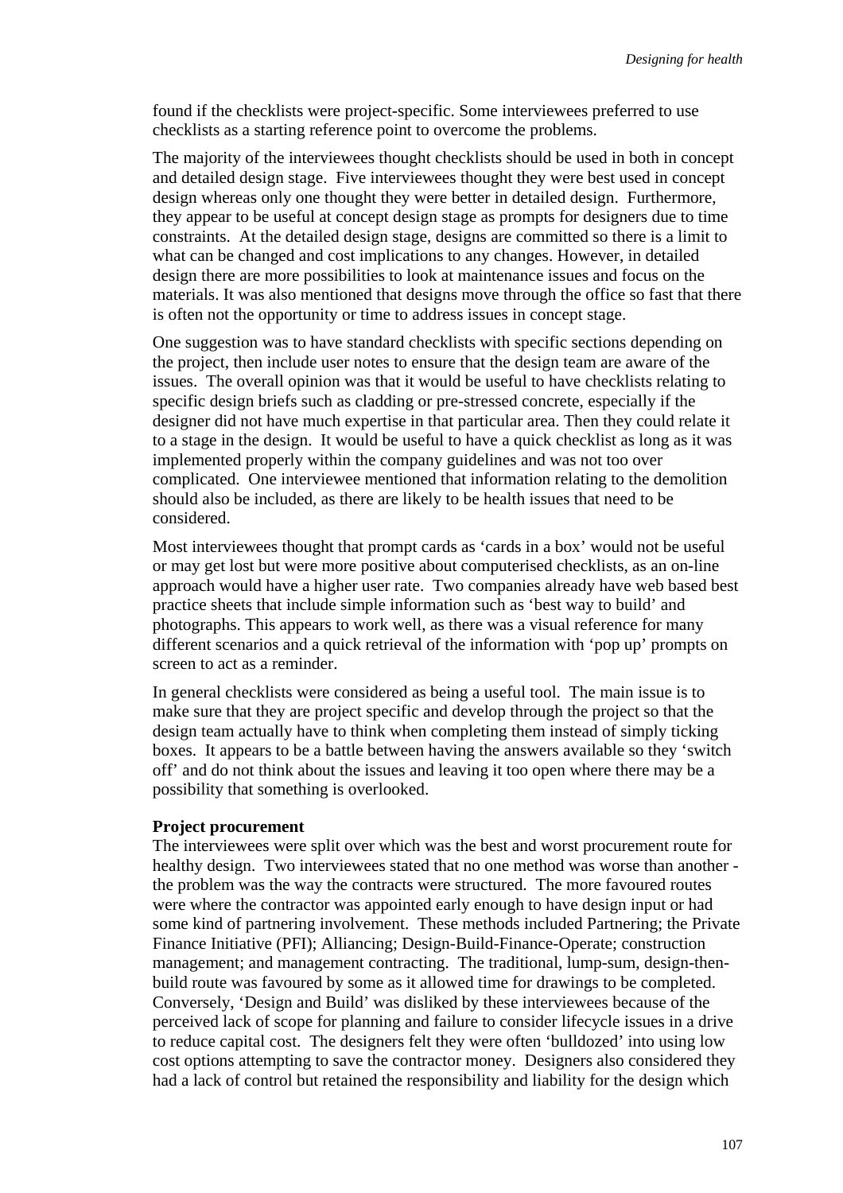found if the checklists were project-specific. Some interviewees preferred to use checklists as a starting reference point to overcome the problems.

The majority of the interviewees thought checklists should be used in both in concept and detailed design stage. Five interviewees thought they were best used in concept design whereas only one thought they were better in detailed design. Furthermore, they appear to be useful at concept design stage as prompts for designers due to time constraints. At the detailed design stage, designs are committed so there is a limit to what can be changed and cost implications to any changes. However, in detailed design there are more possibilities to look at maintenance issues and focus on the materials. It was also mentioned that designs move through the office so fast that there is often not the opportunity or time to address issues in concept stage.

One suggestion was to have standard checklists with specific sections depending on the project, then include user notes to ensure that the design team are aware of the issues. The overall opinion was that it would be useful to have checklists relating to specific design briefs such as cladding or pre-stressed concrete, especially if the designer did not have much expertise in that particular area. Then they could relate it to a stage in the design. It would be useful to have a quick checklist as long as it was implemented properly within the company guidelines and was not too over complicated. One interviewee mentioned that information relating to the demolition should also be included, as there are likely to be health issues that need to be considered.

Most interviewees thought that prompt cards as 'cards in a box' would not be useful or may get lost but were more positive about computerised checklists, as an on-line approach would have a higher user rate. Two companies already have web based best practice sheets that include simple information such as 'best way to build' and photographs. This appears to work well, as there was a visual reference for many different scenarios and a quick retrieval of the information with 'pop up' prompts on screen to act as a reminder.

In general checklists were considered as being a useful tool. The main issue is to make sure that they are project specific and develop through the project so that the design team actually have to think when completing them instead of simply ticking boxes. It appears to be a battle between having the answers available so they 'switch off' and do not think about the issues and leaving it too open where there may be a possibility that something is overlooked.

**Project procurement**

The interviewees were split over which was the best and worst procurement route for healthy design. Two interviewees stated that no one method was worse than another - the problem was the way the contracts were structured. The more favoured routes were where the contractor was appointed early enough to have design input or had some kind of partnering involvement. These methods included Partnering; the Private Finance Initiative (PFI); Alliancing; Design-Build-Finance-Operate; construction management; and management contracting. The traditional, lump-sum, design-then-build route was favoured by some as it allowed time for drawings to be completed. Conversely, 'Design and Build' was disliked by these interviewees because of the perceived lack of scope for planning and failure to consider lifecycle issues in a drive to reduce capital cost. The designers felt they were often 'bulldozed' into using low cost options attempting to save the contractor money. Designers also considered they had a lack of control but retained the responsibility and liability for the design which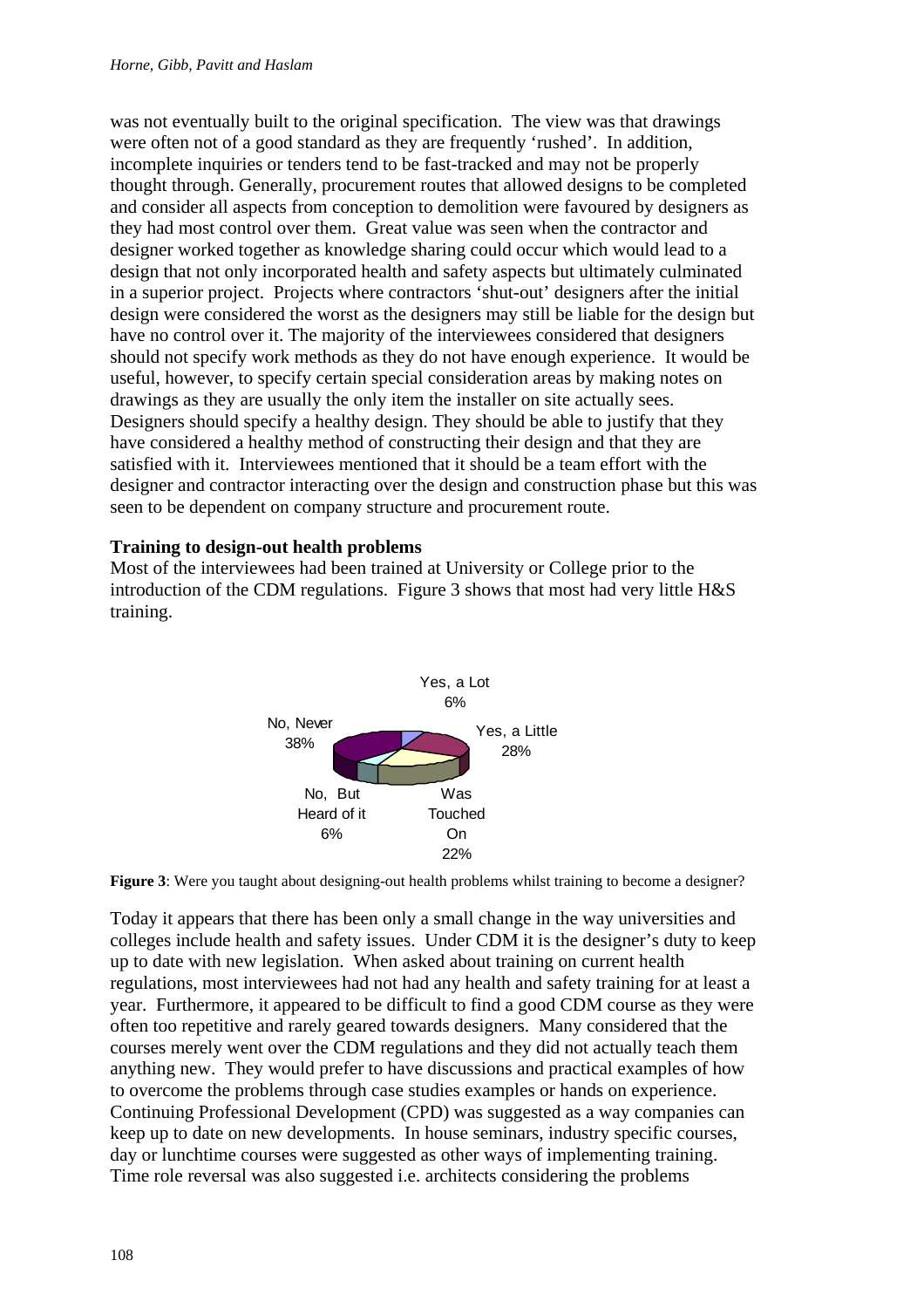was not eventually built to the original specification. The view was that drawings were often not of a good standard as they are frequently 'rushed'. In addition, incomplete inquiries or tenders tend to be fast-tracked and may not be properly thought through. Generally, procurement routes that allowed designs to be completed and consider all aspects from conception to demolition were favoured by designers as they had most control over them. Great value was seen when the contractor and designer worked together as knowledge sharing could occur which would lead to a design that not only incorporated health and safety aspects but ultimately culminated in a superior project. Projects where contractors 'shut-out' designers after the initial design were considered the worst as the designers may still be liable for the design but have no control over it. The majority of the interviewees considered that designers should not specify work methods as they do not have enough experience. It would be useful, however, to specify certain special consideration areas by making notes on drawings as they are usually the only item the installer on site actually sees. Designers should specify a healthy design. They should be able to justify that they have considered a healthy method of constructing their design and that they are satisfied with it. Interviewees mentioned that it should be a team effort with the designer and contractor interacting over the design and construction phase but this was seen to be dependent on company structure and procurement route.

**Training to design-out health problems**

Most of the interviewees had been trained at University or College prior to the introduction of the CDM regulations. Figure 3 shows that most had very little H&S training.

Yes, a Lot 6%; Yes, a Little 28%; Was Touched On 22%; No, But Heard of it 6%; No, Never 38%

**Figure 3**: Were you taught about designing-out health problems whilst training to become a designer?

Today it appears that there has been only a small change in the way universities and colleges include health and safety issues. Under CDM it is the designer's duty to keep up to date with new legislation. When asked about training on current health regulations, most interviewees had not had any health and safety training for at least a year. Furthermore, it appeared to be difficult to find a good CDM course as they were often too repetitive and rarely geared towards designers. Many considered that the courses merely went over the CDM regulations and they did not actually teach them anything new. They would prefer to have discussions and practical examples of how to overcome the problems through case studies examples or hands on experience. Continuing Professional Development (CPD) was suggested as a way companies can keep up to date on new developments. In house seminars, industry specific courses, day or lunchtime courses were suggested as other ways of implementing training. Time role reversal was also suggested i.e. architects considering the problems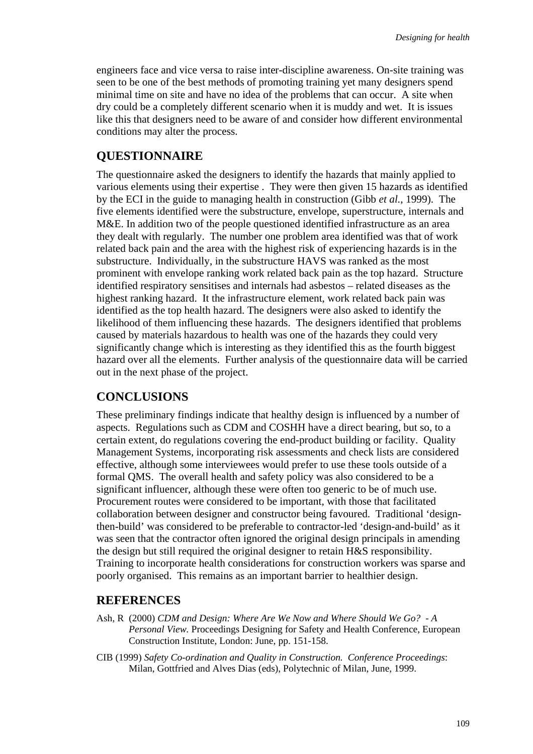engineers face and vice versa to raise inter-discipline awareness. On-site training was seen to be one of the best methods of promoting training yet many designers spend minimal time on site and have no idea of the problems that can occur. A site when dry could be a completely different scenario when it is muddy and wet. It is issues like this that designers need to be aware of and consider how different environmental conditions may alter the process.

## QUESTIONNAIRE

The questionnaire asked the designers to identify the hazards that mainly applied to various elements using their expertise . They were then given 15 hazards as identified by the ECI in the guide to managing health in construction (Gibb *et al.*, 1999). The five elements identified were the substructure, envelope, superstructure, internals and M&E. In addition two of the people questioned identified infrastructure as an area they dealt with regularly. The number one problem area identified was that of work related back pain and the area with the highest risk of experiencing hazards is in the substructure. Individually, in the substructure HAVS was ranked as the most prominent with envelope ranking work related back pain as the top hazard. Structure identified respiratory sensitises and internals had asbestos – related diseases as the highest ranking hazard. It the infrastructure element, work related back pain was identified as the top health hazard. The designers were also asked to identify the likelihood of them influencing these hazards. The designers identified that problems caused by materials hazardous to health was one of the hazards they could very significantly change which is interesting as they identified this as the fourth biggest hazard over all the elements. Further analysis of the questionnaire data will be carried out in the next phase of the project.

## CONCLUSIONS

These preliminary findings indicate that healthy design is influenced by a number of aspects. Regulations such as CDM and COSHH have a direct bearing, but so, to a certain extent, do regulations covering the end-product building or facility. Quality Management Systems, incorporating risk assessments and check lists are considered effective, although some interviewees would prefer to use these tools outside of a formal QMS. The overall health and safety policy was also considered to be a significant influencer, although these were often too generic to be of much use. Procurement routes were considered to be important, with those that facilitated collaboration between designer and constructor being favoured. Traditional 'design-then-build' was considered to be preferable to contractor-led 'design-and-build' as it was seen that the contractor often ignored the original design principals in amending the design but still required the original designer to retain H&S responsibility. Training to incorporate health considerations for construction workers was sparse and poorly organised. This remains as an important barrier to healthier design.

## REFERENCES

Ash, R (2000) *CDM and Design: Where Are We Now and Where Should We Go? - A Personal View.* Proceedings Designing for Safety and Health Conference, European Construction Institute, London: June, pp. 151-158.

CIB (1999) *Safety Co-ordination and Quality in Construction. Conference Proceedings*: Milan, Gottfried and Alves Dias (eds), Polytechnic of Milan, June, 1999.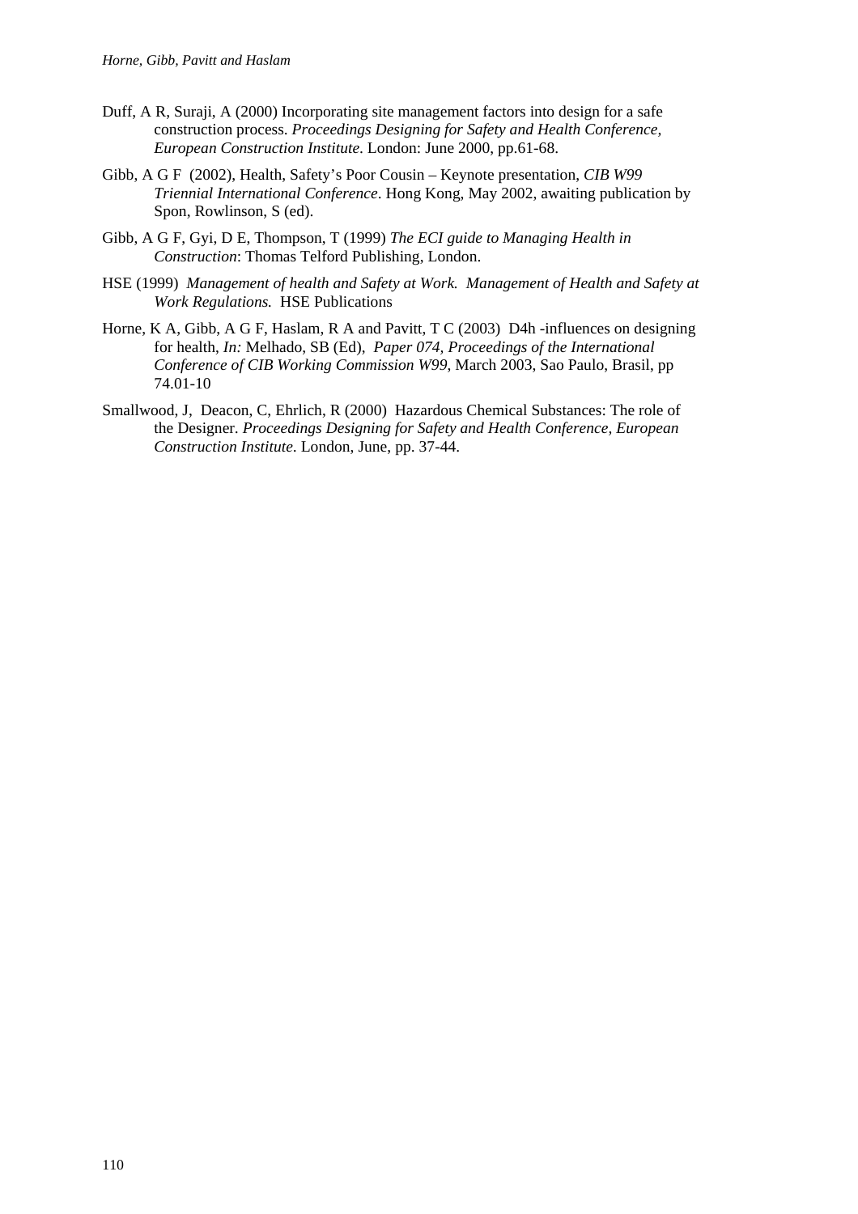Duff, A R, Suraji, A (2000) Incorporating site management factors into design for a safe construction process. *Proceedings Designing for Safety and Health Conference, European Construction Institute*. London: June 2000, pp.61-68.

Gibb, A G F (2002), Health, Safety's Poor Cousin – Keynote presentation, *CIB W99 Triennial International Conference*. Hong Kong, May 2002, awaiting publication by Spon, Rowlinson, S (ed).

Gibb, A G F, Gyi, D E, Thompson, T (1999) *The ECI guide to Managing Health in Construction*: Thomas Telford Publishing, London.

HSE (1999) *Management of health and Safety at Work. Management of Health and Safety at Work Regulations.* HSE Publications

Horne, K A, Gibb, A G F, Haslam, R A and Pavitt, T C (2003) D4h -influences on designing for health, *In:* Melhado, SB (Ed), *Paper 074, Proceedings of the International Conference of CIB Working Commission W99*, March 2003, Sao Paulo, Brasil, pp 74.01-10

Smallwood, J, Deacon, C, Ehrlich, R (2000) Hazardous Chemical Substances: The role of the Designer. *Proceedings Designing for Safety and Health Conference, European Construction Institute*. London, June, pp. 37-44.